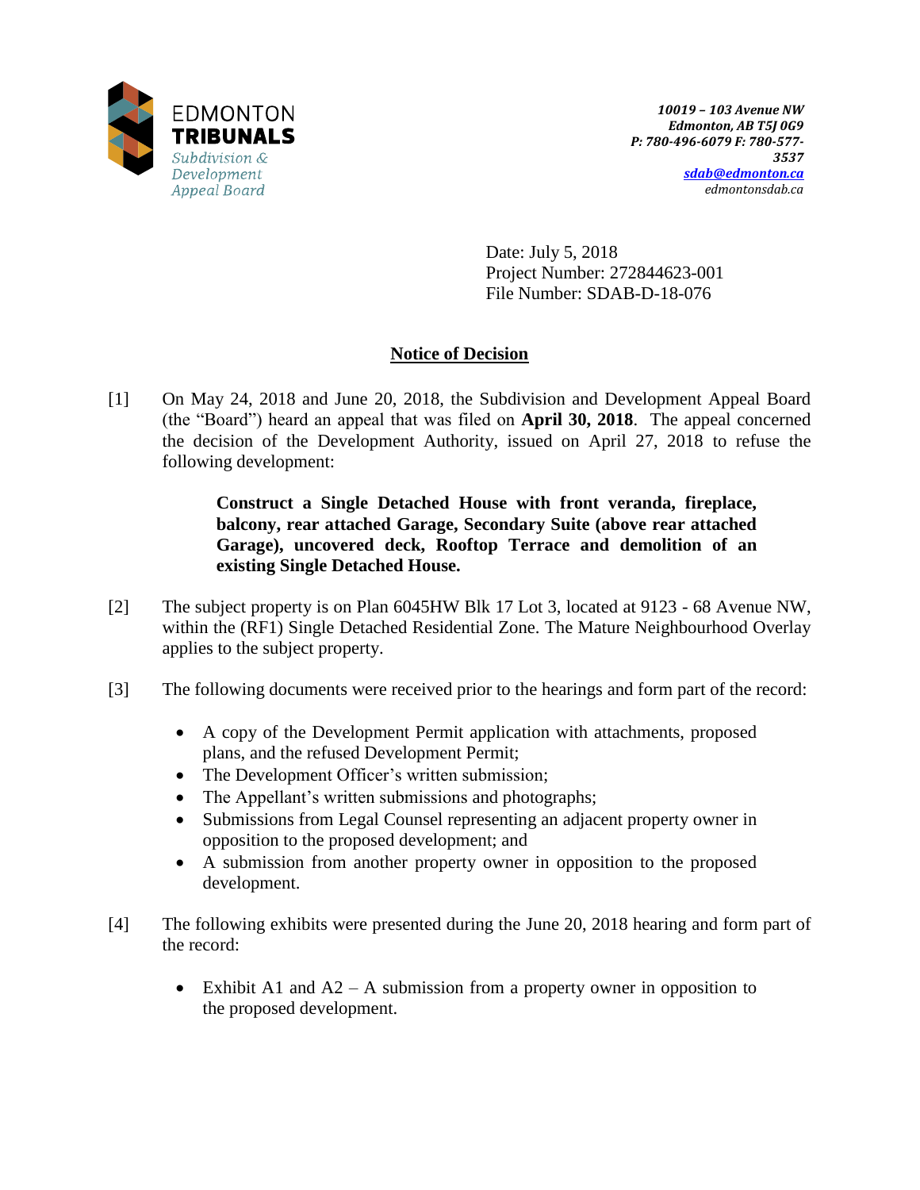EDMONTON **TRIBUNALS**
*Subdivision & Development Appeal Board*

***10019 – 103 Avenue NW***
***Edmonton, AB T5J 0G9***
***P: 780-496-6079 F: 780-577-3537***
***sdab@edmonton.ca***
*edmontonsdab.ca*

Date: July 5, 2018
Project Number: 272844623-001
File Number: SDAB-D-18-076

## Notice of Decision

[1] On May 24, 2018 and June 20, 2018, the Subdivision and Development Appeal Board (the "Board") heard an appeal that was filed on **April 30, 2018**. The appeal concerned the decision of the Development Authority, issued on April 27, 2018 to refuse the following development:

> **Construct a Single Detached House with front veranda, fireplace, balcony, rear attached Garage, Secondary Suite (above rear attached Garage), uncovered deck, Rooftop Terrace and demolition of an existing Single Detached House.**

[2] The subject property is on Plan 6045HW Blk 17 Lot 3, located at 9123 - 68 Avenue NW, within the (RF1) Single Detached Residential Zone. The Mature Neighbourhood Overlay applies to the subject property.

[3] The following documents were received prior to the hearings and form part of the record:

- A copy of the Development Permit application with attachments, proposed plans, and the refused Development Permit;
- The Development Officer's written submission;
- The Appellant's written submissions and photographs;
- Submissions from Legal Counsel representing an adjacent property owner in opposition to the proposed development; and
- A submission from another property owner in opposition to the proposed development.

[4] The following exhibits were presented during the June 20, 2018 hearing and form part of the record:

- Exhibit A1 and A2 – A submission from a property owner in opposition to the proposed development.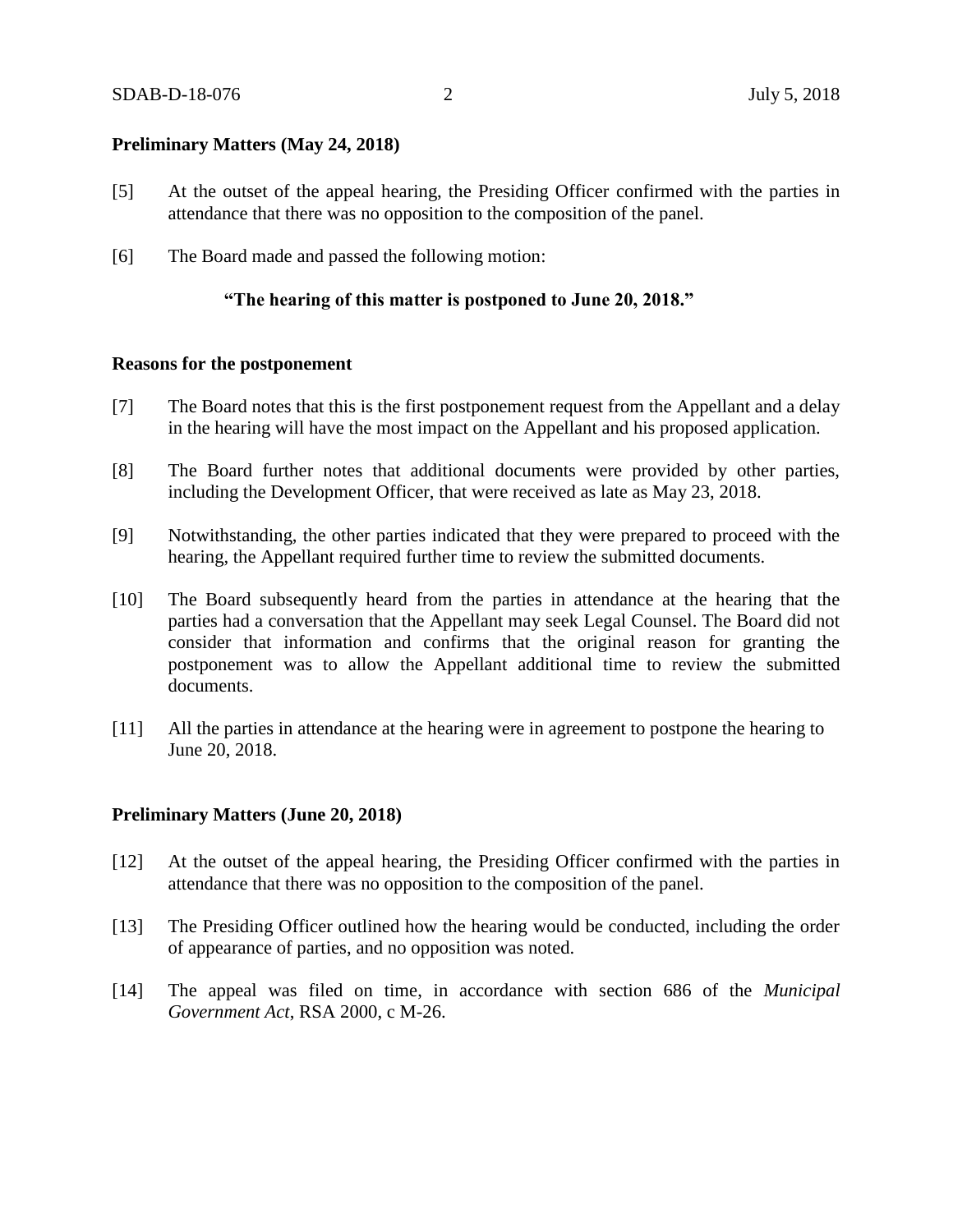**Preliminary Matters (May 24, 2018)**

[5] At the outset of the appeal hearing, the Presiding Officer confirmed with the parties in attendance that there was no opposition to the composition of the panel.

[6] The Board made and passed the following motion:

> **"The hearing of this matter is postponed to June 20, 2018."**

**Reasons for the postponement**

[7] The Board notes that this is the first postponement request from the Appellant and a delay in the hearing will have the most impact on the Appellant and his proposed application.

[8] The Board further notes that additional documents were provided by other parties, including the Development Officer, that were received as late as May 23, 2018.

[9] Notwithstanding, the other parties indicated that they were prepared to proceed with the hearing, the Appellant required further time to review the submitted documents.

[10] The Board subsequently heard from the parties in attendance at the hearing that the parties had a conversation that the Appellant may seek Legal Counsel. The Board did not consider that information and confirms that the original reason for granting the postponement was to allow the Appellant additional time to review the submitted documents.

[11] All the parties in attendance at the hearing were in agreement to postpone the hearing to June 20, 2018.

**Preliminary Matters (June 20, 2018)**

[12] At the outset of the appeal hearing, the Presiding Officer confirmed with the parties in attendance that there was no opposition to the composition of the panel.

[13] The Presiding Officer outlined how the hearing would be conducted, including the order of appearance of parties, and no opposition was noted.

[14] The appeal was filed on time, in accordance with section 686 of the *Municipal Government Act*, RSA 2000, c M-26.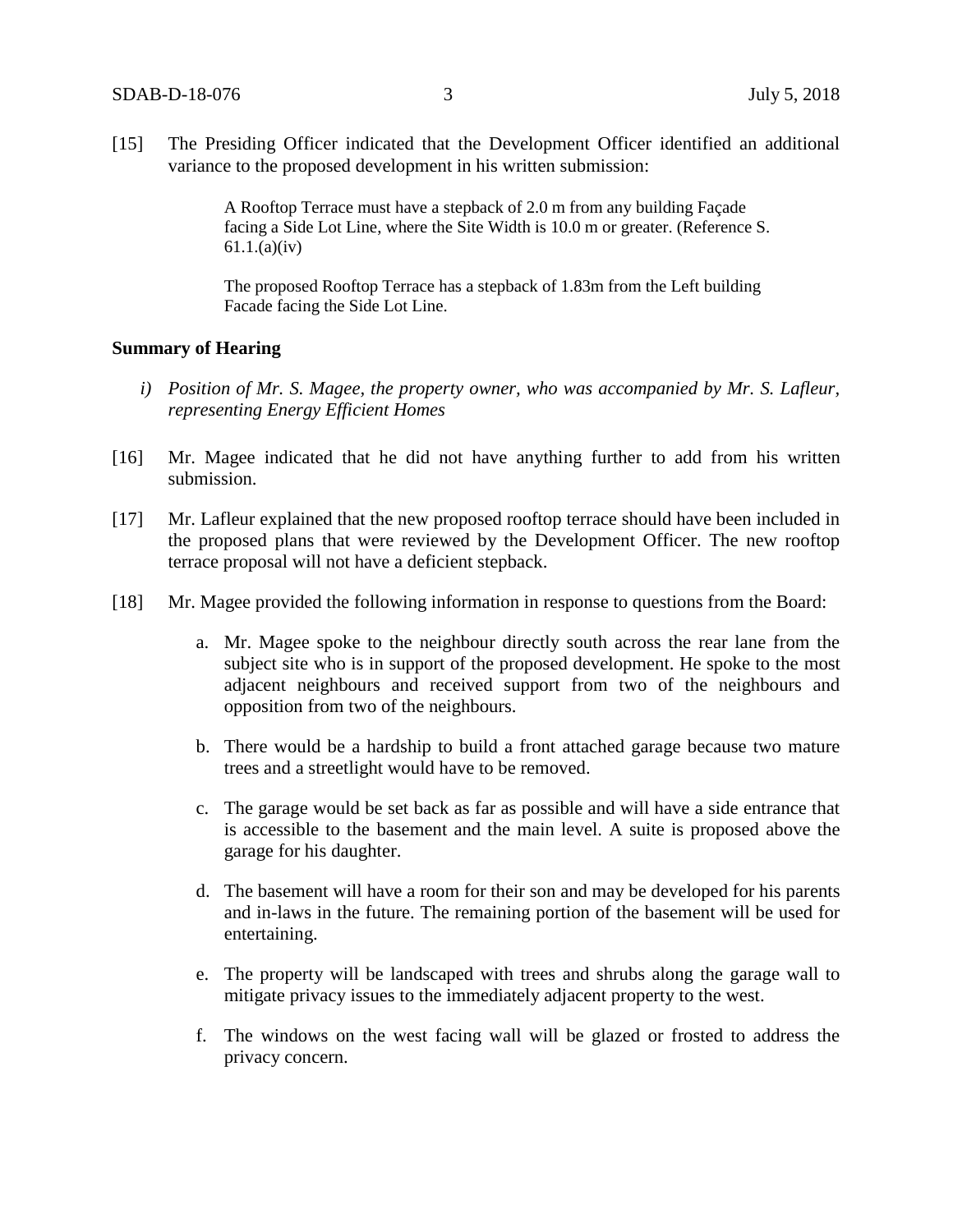[15] The Presiding Officer indicated that the Development Officer identified an additional variance to the proposed development in his written submission:

> A Rooftop Terrace must have a stepback of 2.0 m from any building Façade facing a Side Lot Line, where the Site Width is 10.0 m or greater. (Reference S. 61.1.(a)(iv)
>
> The proposed Rooftop Terrace has a stepback of 1.83m from the Left building Facade facing the Side Lot Line.

**Summary of Hearing**

*i) Position of Mr. S. Magee, the property owner, who was accompanied by Mr. S. Lafleur, representing Energy Efficient Homes*

[16] Mr. Magee indicated that he did not have anything further to add from his written submission.

[17] Mr. Lafleur explained that the new proposed rooftop terrace should have been included in the proposed plans that were reviewed by the Development Officer. The new rooftop terrace proposal will not have a deficient stepback.

[18] Mr. Magee provided the following information in response to questions from the Board:

a. Mr. Magee spoke to the neighbour directly south across the rear lane from the subject site who is in support of the proposed development. He spoke to the most adjacent neighbours and received support from two of the neighbours and opposition from two of the neighbours.

b. There would be a hardship to build a front attached garage because two mature trees and a streetlight would have to be removed.

c. The garage would be set back as far as possible and will have a side entrance that is accessible to the basement and the main level. A suite is proposed above the garage for his daughter.

d. The basement will have a room for their son and may be developed for his parents and in-laws in the future. The remaining portion of the basement will be used for entertaining.

e. The property will be landscaped with trees and shrubs along the garage wall to mitigate privacy issues to the immediately adjacent property to the west.

f. The windows on the west facing wall will be glazed or frosted to address the privacy concern.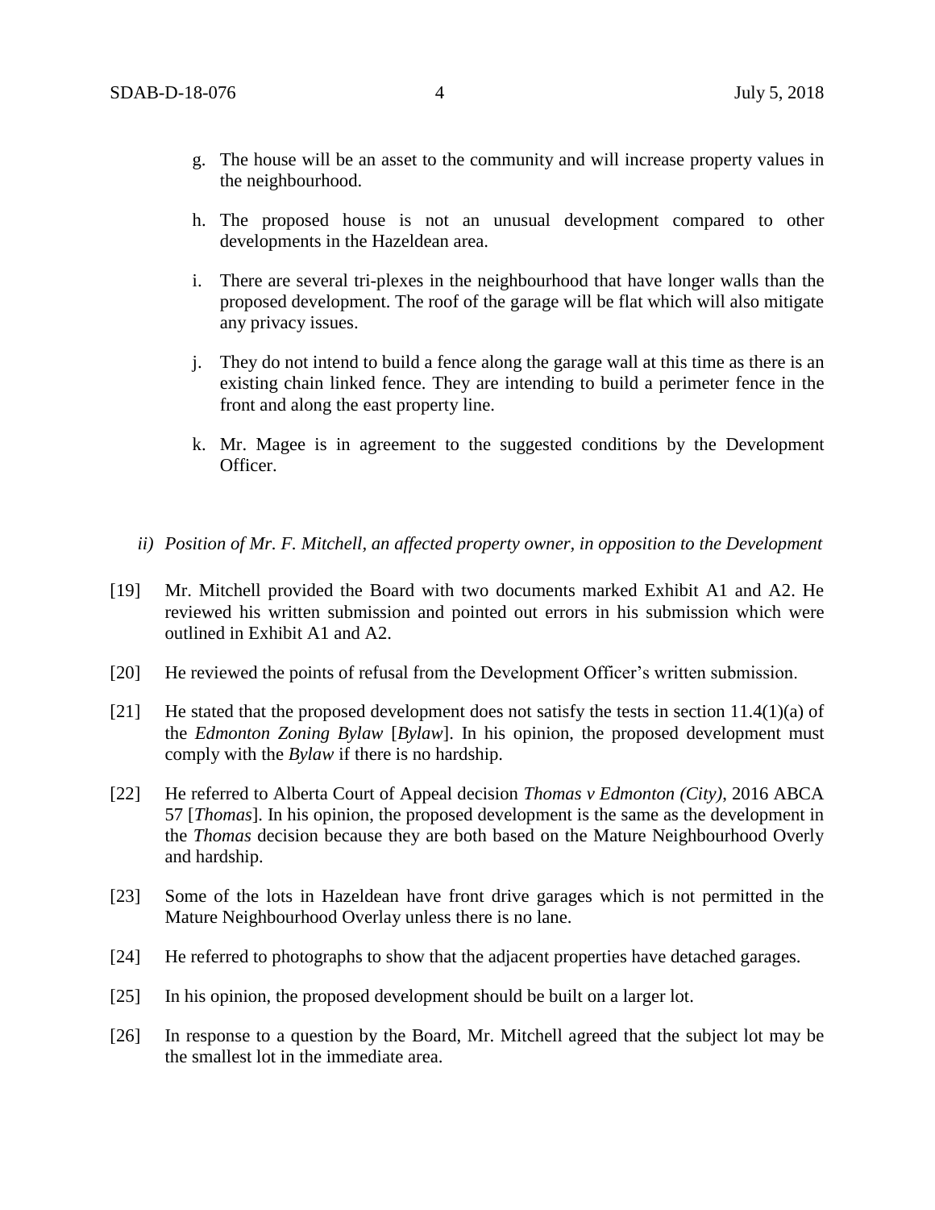g. The house will be an asset to the community and will increase property values in the neighbourhood.

h. The proposed house is not an unusual development compared to other developments in the Hazeldean area.

i. There are several tri-plexes in the neighbourhood that have longer walls than the proposed development. The roof of the garage will be flat which will also mitigate any privacy issues.

j. They do not intend to build a fence along the garage wall at this time as there is an existing chain linked fence. They are intending to build a perimeter fence in the front and along the east property line.

k. Mr. Magee is in agreement to the suggested conditions by the Development Officer.

*ii) Position of Mr. F. Mitchell, an affected property owner, in opposition to the Development*

[19] Mr. Mitchell provided the Board with two documents marked Exhibit A1 and A2. He reviewed his written submission and pointed out errors in his submission which were outlined in Exhibit A1 and A2.

[20] He reviewed the points of refusal from the Development Officer's written submission.

[21] He stated that the proposed development does not satisfy the tests in section 11.4(1)(a) of the *Edmonton Zoning Bylaw* [*Bylaw*]. In his opinion, the proposed development must comply with the *Bylaw* if there is no hardship.

[22] He referred to Alberta Court of Appeal decision *Thomas v Edmonton (City)*, 2016 ABCA 57 [*Thomas*]. In his opinion, the proposed development is the same as the development in the *Thomas* decision because they are both based on the Mature Neighbourhood Overly and hardship.

[23] Some of the lots in Hazeldean have front drive garages which is not permitted in the Mature Neighbourhood Overlay unless there is no lane.

[24] He referred to photographs to show that the adjacent properties have detached garages.

[25] In his opinion, the proposed development should be built on a larger lot.

[26] In response to a question by the Board, Mr. Mitchell agreed that the subject lot may be the smallest lot in the immediate area.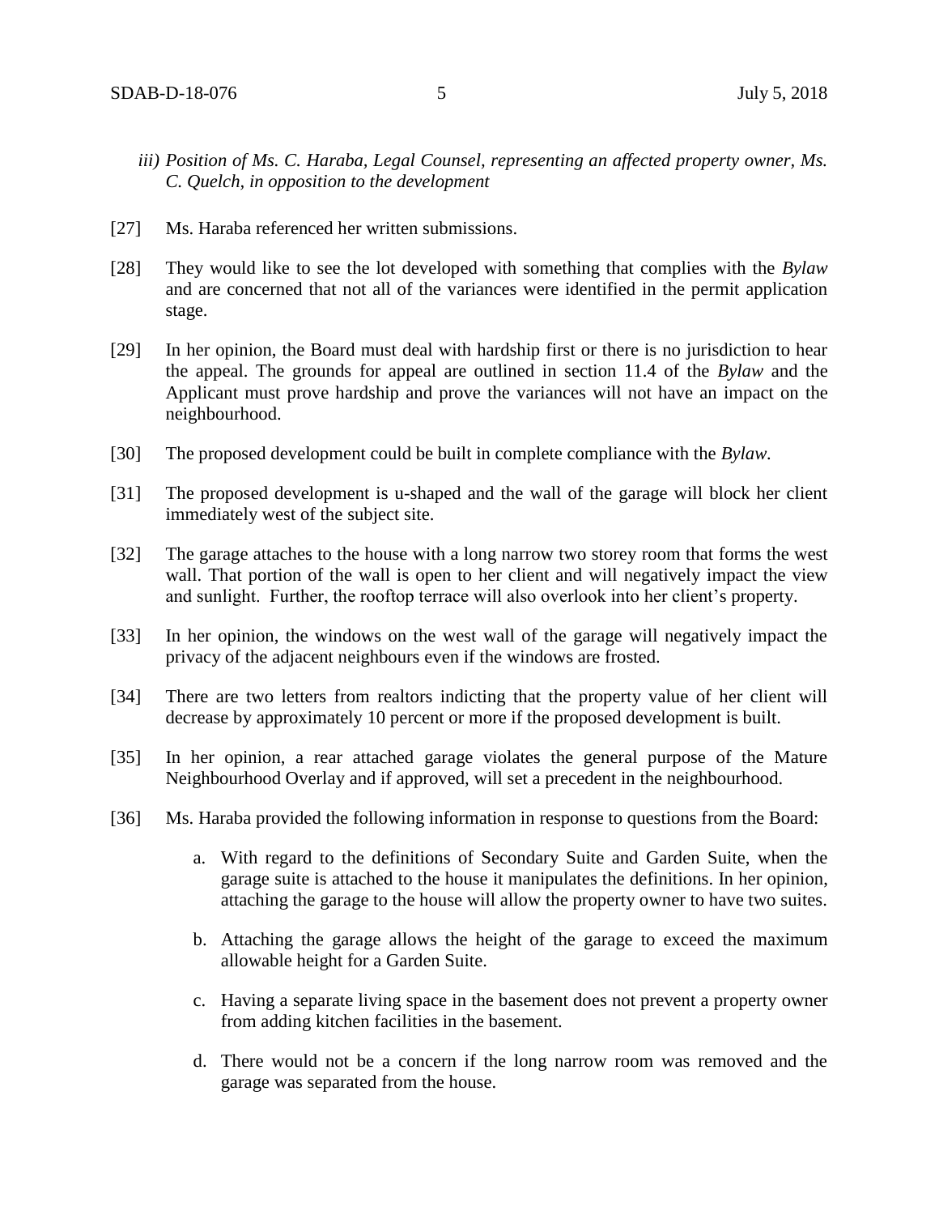*iii) Position of Ms. C. Haraba, Legal Counsel, representing an affected property owner, Ms. C. Quelch, in opposition to the development*

[27] Ms. Haraba referenced her written submissions.

[28] They would like to see the lot developed with something that complies with the *Bylaw* and are concerned that not all of the variances were identified in the permit application stage.

[29] In her opinion, the Board must deal with hardship first or there is no jurisdiction to hear the appeal. The grounds for appeal are outlined in section 11.4 of the *Bylaw* and the Applicant must prove hardship and prove the variances will not have an impact on the neighbourhood.

[30] The proposed development could be built in complete compliance with the *Bylaw.*

[31] The proposed development is u-shaped and the wall of the garage will block her client immediately west of the subject site.

[32] The garage attaches to the house with a long narrow two storey room that forms the west wall. That portion of the wall is open to her client and will negatively impact the view and sunlight. Further, the rooftop terrace will also overlook into her client's property.

[33] In her opinion, the windows on the west wall of the garage will negatively impact the privacy of the adjacent neighbours even if the windows are frosted.

[34] There are two letters from realtors indicting that the property value of her client will decrease by approximately 10 percent or more if the proposed development is built.

[35] In her opinion, a rear attached garage violates the general purpose of the Mature Neighbourhood Overlay and if approved, will set a precedent in the neighbourhood.

[36] Ms. Haraba provided the following information in response to questions from the Board:

a. With regard to the definitions of Secondary Suite and Garden Suite, when the garage suite is attached to the house it manipulates the definitions. In her opinion, attaching the garage to the house will allow the property owner to have two suites.

b. Attaching the garage allows the height of the garage to exceed the maximum allowable height for a Garden Suite.

c. Having a separate living space in the basement does not prevent a property owner from adding kitchen facilities in the basement.

d. There would not be a concern if the long narrow room was removed and the garage was separated from the house.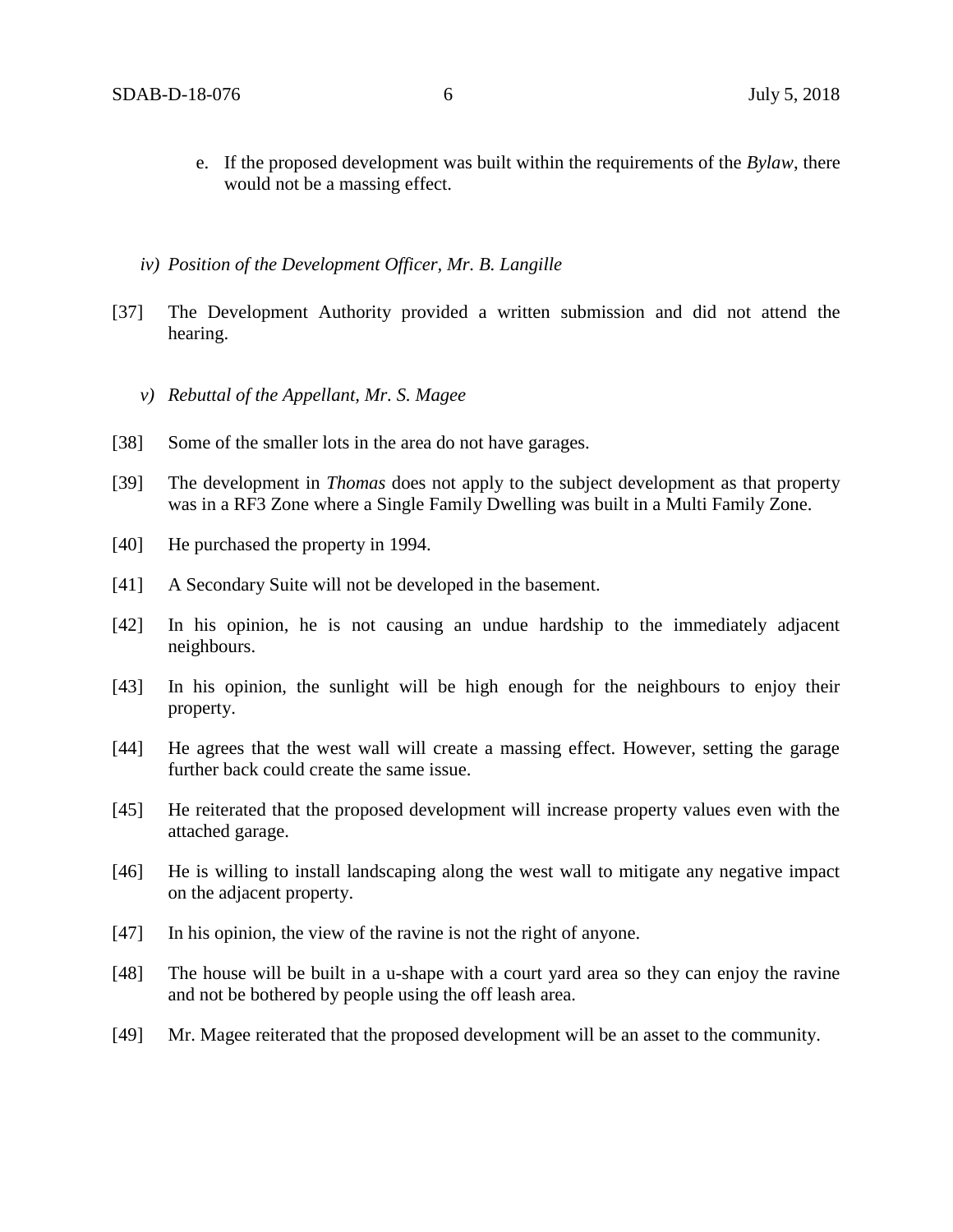e. If the proposed development was built within the requirements of the *Bylaw*, there would not be a massing effect.

*iv) Position of the Development Officer, Mr. B. Langille*

[37] The Development Authority provided a written submission and did not attend the hearing.

*v) Rebuttal of the Appellant, Mr. S. Magee*

[38] Some of the smaller lots in the area do not have garages.

[39] The development in *Thomas* does not apply to the subject development as that property was in a RF3 Zone where a Single Family Dwelling was built in a Multi Family Zone.

[40] He purchased the property in 1994.

[41] A Secondary Suite will not be developed in the basement.

[42] In his opinion, he is not causing an undue hardship to the immediately adjacent neighbours.

[43] In his opinion, the sunlight will be high enough for the neighbours to enjoy their property.

[44] He agrees that the west wall will create a massing effect. However, setting the garage further back could create the same issue.

[45] He reiterated that the proposed development will increase property values even with the attached garage.

[46] He is willing to install landscaping along the west wall to mitigate any negative impact on the adjacent property.

[47] In his opinion, the view of the ravine is not the right of anyone.

[48] The house will be built in a u-shape with a court yard area so they can enjoy the ravine and not be bothered by people using the off leash area.

[49] Mr. Magee reiterated that the proposed development will be an asset to the community.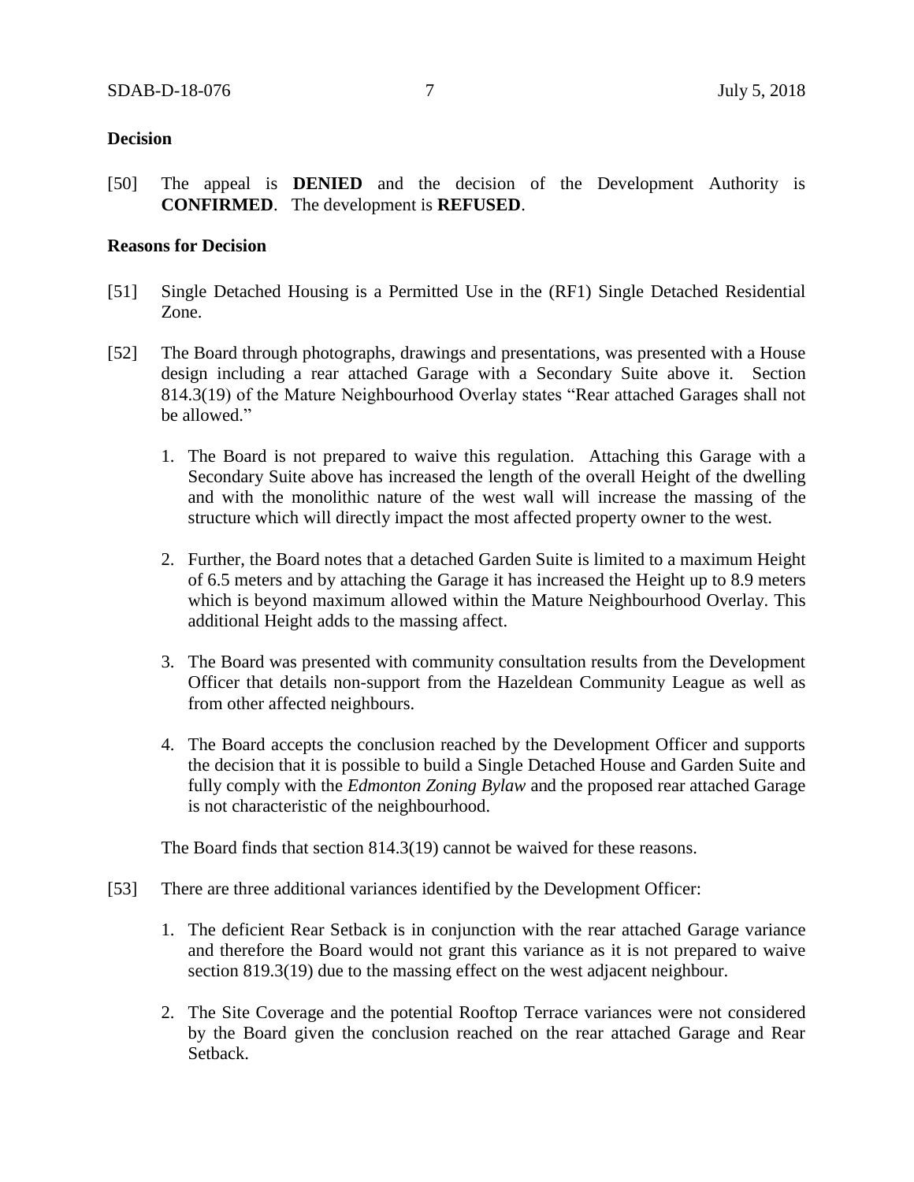**Decision**

[50] The appeal is **DENIED** and the decision of the Development Authority is **CONFIRMED**. The development is **REFUSED**.

**Reasons for Decision**

[51] Single Detached Housing is a Permitted Use in the (RF1) Single Detached Residential Zone.

[52] The Board through photographs, drawings and presentations, was presented with a House design including a rear attached Garage with a Secondary Suite above it. Section 814.3(19) of the Mature Neighbourhood Overlay states "Rear attached Garages shall not be allowed."

1. The Board is not prepared to waive this regulation. Attaching this Garage with a Secondary Suite above has increased the length of the overall Height of the dwelling and with the monolithic nature of the west wall will increase the massing of the structure which will directly impact the most affected property owner to the west.

2. Further, the Board notes that a detached Garden Suite is limited to a maximum Height of 6.5 meters and by attaching the Garage it has increased the Height up to 8.9 meters which is beyond maximum allowed within the Mature Neighbourhood Overlay. This additional Height adds to the massing affect.

3. The Board was presented with community consultation results from the Development Officer that details non-support from the Hazeldean Community League as well as from other affected neighbours.

4. The Board accepts the conclusion reached by the Development Officer and supports the decision that it is possible to build a Single Detached House and Garden Suite and fully comply with the *Edmonton Zoning Bylaw* and the proposed rear attached Garage is not characteristic of the neighbourhood.

The Board finds that section 814.3(19) cannot be waived for these reasons.

[53] There are three additional variances identified by the Development Officer:

1. The deficient Rear Setback is in conjunction with the rear attached Garage variance and therefore the Board would not grant this variance as it is not prepared to waive section 819.3(19) due to the massing effect on the west adjacent neighbour.

2. The Site Coverage and the potential Rooftop Terrace variances were not considered by the Board given the conclusion reached on the rear attached Garage and Rear Setback.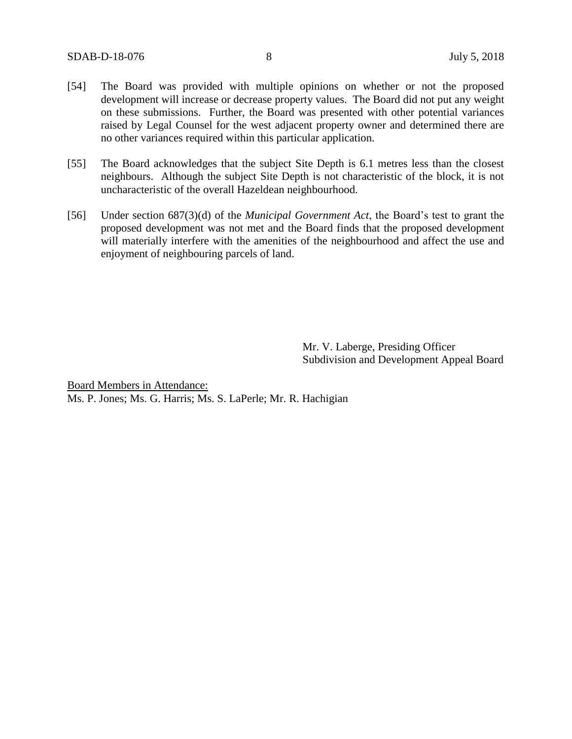[54] The Board was provided with multiple opinions on whether or not the proposed development will increase or decrease property values. The Board did not put any weight on these submissions. Further, the Board was presented with other potential variances raised by Legal Counsel for the west adjacent property owner and determined there are no other variances required within this particular application.

[55] The Board acknowledges that the subject Site Depth is 6.1 metres less than the closest neighbours. Although the subject Site Depth is not characteristic of the block, it is not uncharacteristic of the overall Hazeldean neighbourhood.

[56] Under section 687(3)(d) of the *Municipal Government Act*, the Board's test to grant the proposed development was not met and the Board finds that the proposed development will materially interfere with the amenities of the neighbourhood and affect the use and enjoyment of neighbouring parcels of land.

Mr. V. Laberge, Presiding Officer
Subdivision and Development Appeal Board

Board Members in Attendance:
Ms. P. Jones; Ms. G. Harris; Ms. S. LaPerle; Mr. R. Hachigian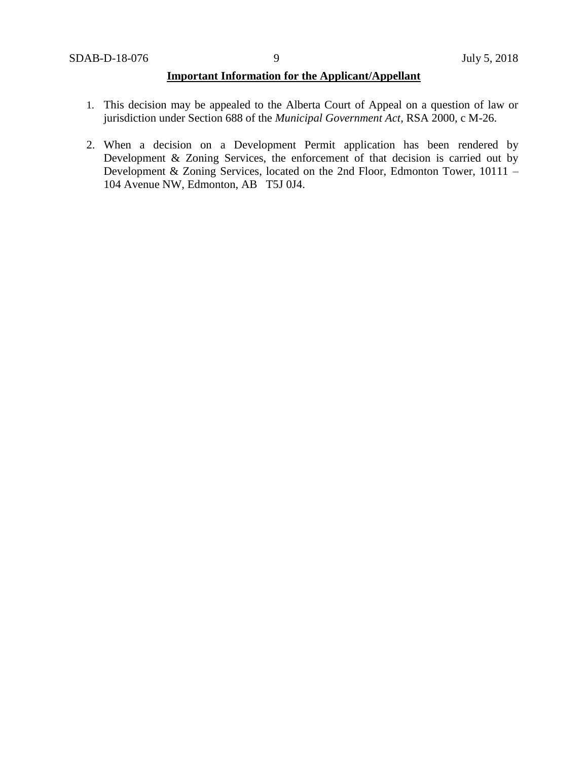**Important Information for the Applicant/Appellant**

1. This decision may be appealed to the Alberta Court of Appeal on a question of law or jurisdiction under Section 688 of the *Municipal Government Act*, RSA 2000, c M-26.

2. When a decision on a Development Permit application has been rendered by Development & Zoning Services, the enforcement of that decision is carried out by Development & Zoning Services, located on the 2nd Floor, Edmonton Tower, 10111 – 104 Avenue NW, Edmonton, AB T5J 0J4.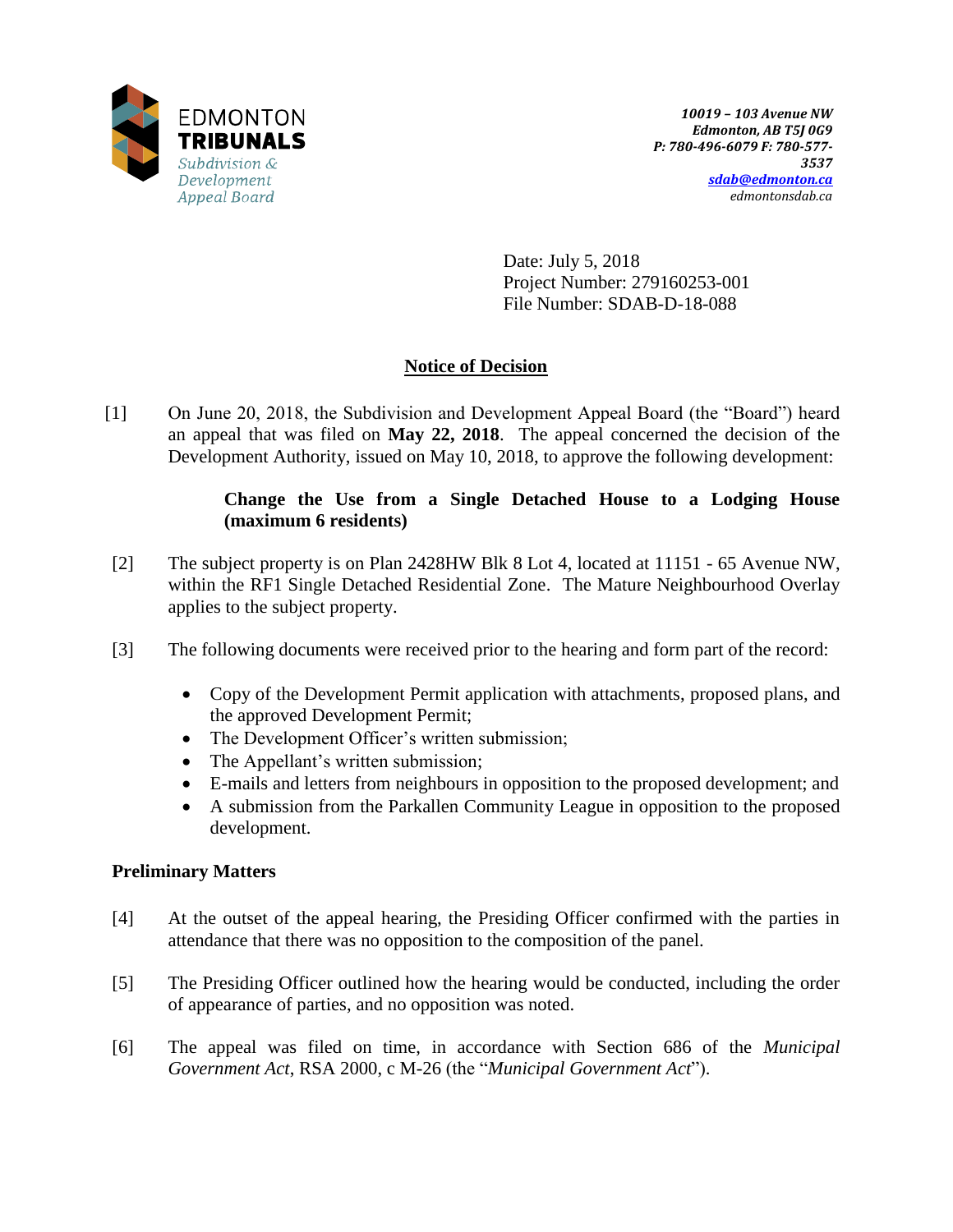EDMONTON
**TRIBUNALS**
*Subdivision & Development Appeal Board*

*10019 – 103 Avenue NW*
*Edmonton, AB T5J 0G9*
*P: 780-496-6079 F: 780-577-3537*
*sdab@edmonton.ca*
*edmontonsdab.ca*

Date: July 5, 2018
Project Number: 279160253-001
File Number: SDAB-D-18-088

## Notice of Decision

[1] On June 20, 2018, the Subdivision and Development Appeal Board (the "Board") heard an appeal that was filed on **May 22, 2018**. The appeal concerned the decision of the Development Authority, issued on May 10, 2018, to approve the following development:

> **Change the Use from a Single Detached House to a Lodging House (maximum 6 residents)**

[2] The subject property is on Plan 2428HW Blk 8 Lot 4, located at 11151 - 65 Avenue NW, within the RF1 Single Detached Residential Zone. The Mature Neighbourhood Overlay applies to the subject property.

[3] The following documents were received prior to the hearing and form part of the record:

- Copy of the Development Permit application with attachments, proposed plans, and the approved Development Permit;
- The Development Officer's written submission;
- The Appellant's written submission;
- E-mails and letters from neighbours in opposition to the proposed development; and
- A submission from the Parkallen Community League in opposition to the proposed development.

### Preliminary Matters

[4] At the outset of the appeal hearing, the Presiding Officer confirmed with the parties in attendance that there was no opposition to the composition of the panel.

[5] The Presiding Officer outlined how the hearing would be conducted, including the order of appearance of parties, and no opposition was noted.

[6] The appeal was filed on time, in accordance with Section 686 of the *Municipal Government Act*, RSA 2000, c M-26 (the "*Municipal Government Act*").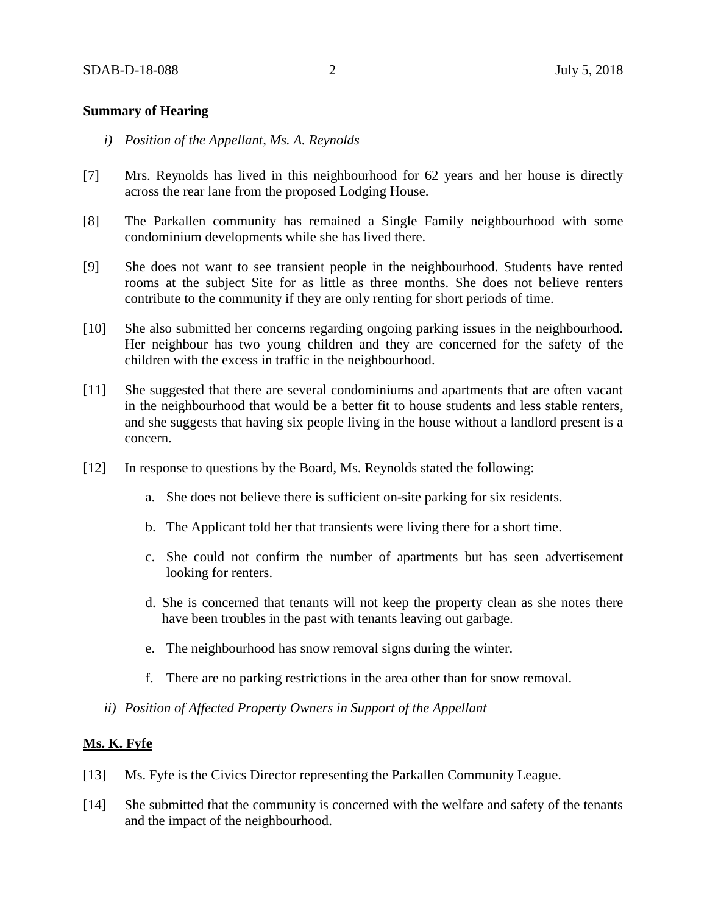**Summary of Hearing**

*i) Position of the Appellant, Ms. A. Reynolds*

[7] Mrs. Reynolds has lived in this neighbourhood for 62 years and her house is directly across the rear lane from the proposed Lodging House.

[8] The Parkallen community has remained a Single Family neighbourhood with some condominium developments while she has lived there.

[9] She does not want to see transient people in the neighbourhood. Students have rented rooms at the subject Site for as little as three months. She does not believe renters contribute to the community if they are only renting for short periods of time.

[10] She also submitted her concerns regarding ongoing parking issues in the neighbourhood. Her neighbour has two young children and they are concerned for the safety of the children with the excess in traffic in the neighbourhood.

[11] She suggested that there are several condominiums and apartments that are often vacant in the neighbourhood that would be a better fit to house students and less stable renters, and she suggests that having six people living in the house without a landlord present is a concern.

[12] In response to questions by the Board, Ms. Reynolds stated the following:

a. She does not believe there is sufficient on-site parking for six residents.

b. The Applicant told her that transients were living there for a short time.

c. She could not confirm the number of apartments but has seen advertisement looking for renters.

d. She is concerned that tenants will not keep the property clean as she notes there have been troubles in the past with tenants leaving out garbage.

e. The neighbourhood has snow removal signs during the winter.

f. There are no parking restrictions in the area other than for snow removal.

*ii) Position of Affected Property Owners in Support of the Appellant*

**Ms. K. Fyfe**

[13] Ms. Fyfe is the Civics Director representing the Parkallen Community League.

[14] She submitted that the community is concerned with the welfare and safety of the tenants and the impact of the neighbourhood.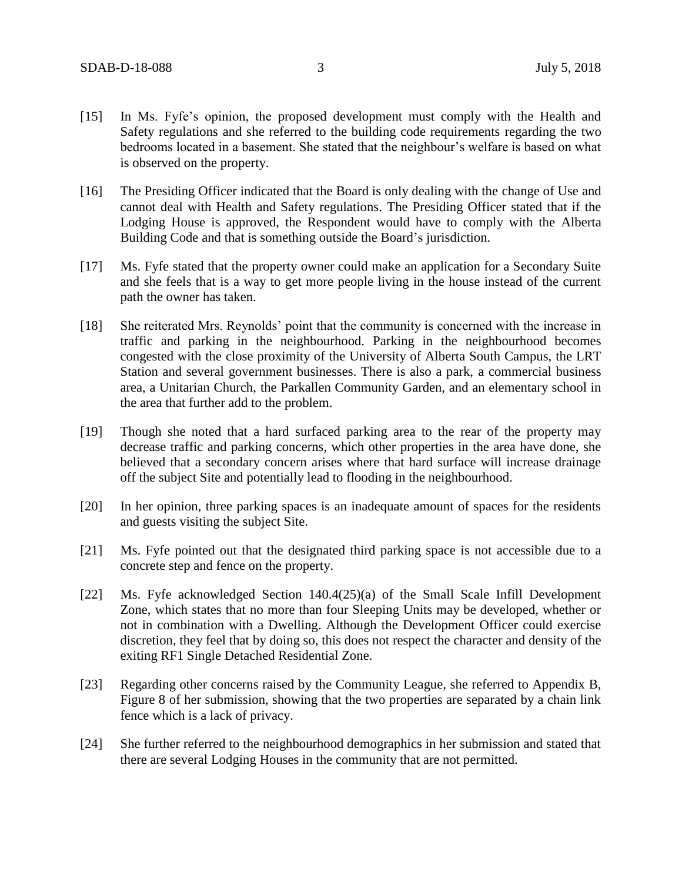[15] In Ms. Fyfe's opinion, the proposed development must comply with the Health and Safety regulations and she referred to the building code requirements regarding the two bedrooms located in a basement. She stated that the neighbour's welfare is based on what is observed on the property.

[16] The Presiding Officer indicated that the Board is only dealing with the change of Use and cannot deal with Health and Safety regulations. The Presiding Officer stated that if the Lodging House is approved, the Respondent would have to comply with the Alberta Building Code and that is something outside the Board's jurisdiction.

[17] Ms. Fyfe stated that the property owner could make an application for a Secondary Suite and she feels that is a way to get more people living in the house instead of the current path the owner has taken.

[18] She reiterated Mrs. Reynolds' point that the community is concerned with the increase in traffic and parking in the neighbourhood. Parking in the neighbourhood becomes congested with the close proximity of the University of Alberta South Campus, the LRT Station and several government businesses. There is also a park, a commercial business area, a Unitarian Church, the Parkallen Community Garden, and an elementary school in the area that further add to the problem.

[19] Though she noted that a hard surfaced parking area to the rear of the property may decrease traffic and parking concerns, which other properties in the area have done, she believed that a secondary concern arises where that hard surface will increase drainage off the subject Site and potentially lead to flooding in the neighbourhood.

[20] In her opinion, three parking spaces is an inadequate amount of spaces for the residents and guests visiting the subject Site.

[21] Ms. Fyfe pointed out that the designated third parking space is not accessible due to a concrete step and fence on the property.

[22] Ms. Fyfe acknowledged Section 140.4(25)(a) of the Small Scale Infill Development Zone, which states that no more than four Sleeping Units may be developed, whether or not in combination with a Dwelling. Although the Development Officer could exercise discretion, they feel that by doing so, this does not respect the character and density of the exiting RF1 Single Detached Residential Zone.

[23] Regarding other concerns raised by the Community League, she referred to Appendix B, Figure 8 of her submission, showing that the two properties are separated by a chain link fence which is a lack of privacy.

[24] She further referred to the neighbourhood demographics in her submission and stated that there are several Lodging Houses in the community that are not permitted.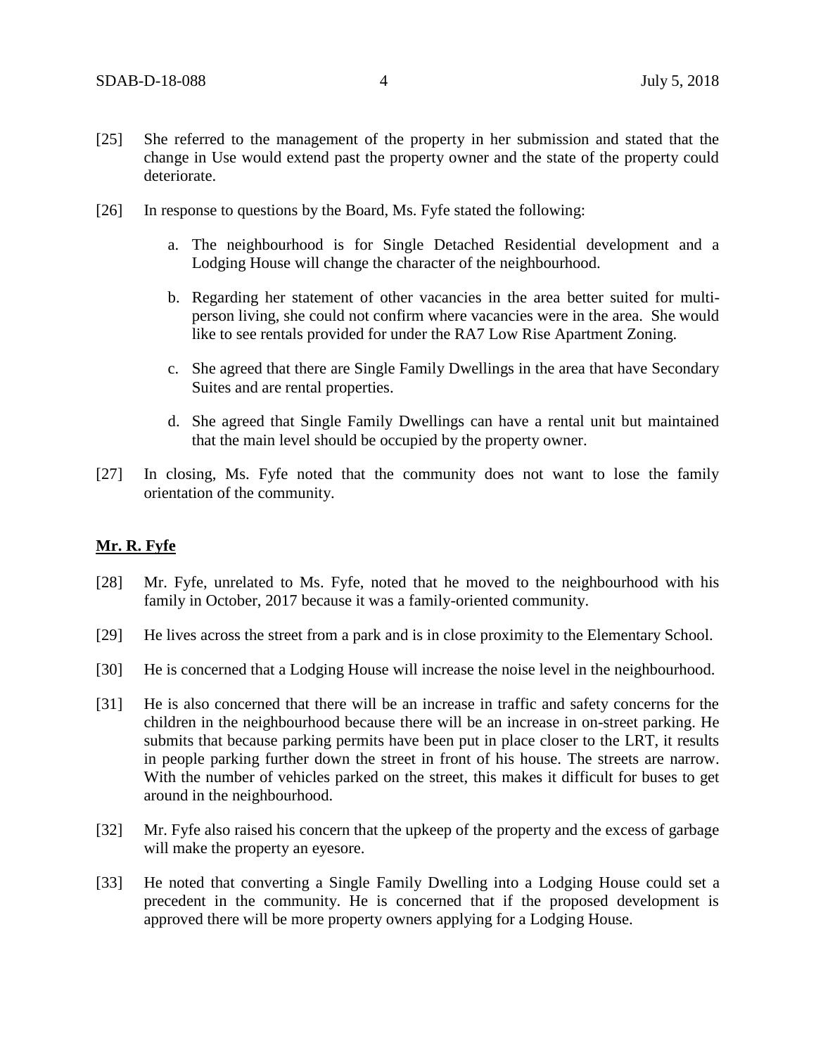[25] She referred to the management of the property in her submission and stated that the change in Use would extend past the property owner and the state of the property could deteriorate.

[26] In response to questions by the Board, Ms. Fyfe stated the following:

a. The neighbourhood is for Single Detached Residential development and a Lodging House will change the character of the neighbourhood.

b. Regarding her statement of other vacancies in the area better suited for multi-person living, she could not confirm where vacancies were in the area. She would like to see rentals provided for under the RA7 Low Rise Apartment Zoning.

c. She agreed that there are Single Family Dwellings in the area that have Secondary Suites and are rental properties.

d. She agreed that Single Family Dwellings can have a rental unit but maintained that the main level should be occupied by the property owner.

[27] In closing, Ms. Fyfe noted that the community does not want to lose the family orientation of the community.

**Mr. R. Fyfe**

[28] Mr. Fyfe, unrelated to Ms. Fyfe, noted that he moved to the neighbourhood with his family in October, 2017 because it was a family-oriented community.

[29] He lives across the street from a park and is in close proximity to the Elementary School.

[30] He is concerned that a Lodging House will increase the noise level in the neighbourhood.

[31] He is also concerned that there will be an increase in traffic and safety concerns for the children in the neighbourhood because there will be an increase in on-street parking. He submits that because parking permits have been put in place closer to the LRT, it results in people parking further down the street in front of his house. The streets are narrow. With the number of vehicles parked on the street, this makes it difficult for buses to get around in the neighbourhood.

[32] Mr. Fyfe also raised his concern that the upkeep of the property and the excess of garbage will make the property an eyesore.

[33] He noted that converting a Single Family Dwelling into a Lodging House could set a precedent in the community. He is concerned that if the proposed development is approved there will be more property owners applying for a Lodging House.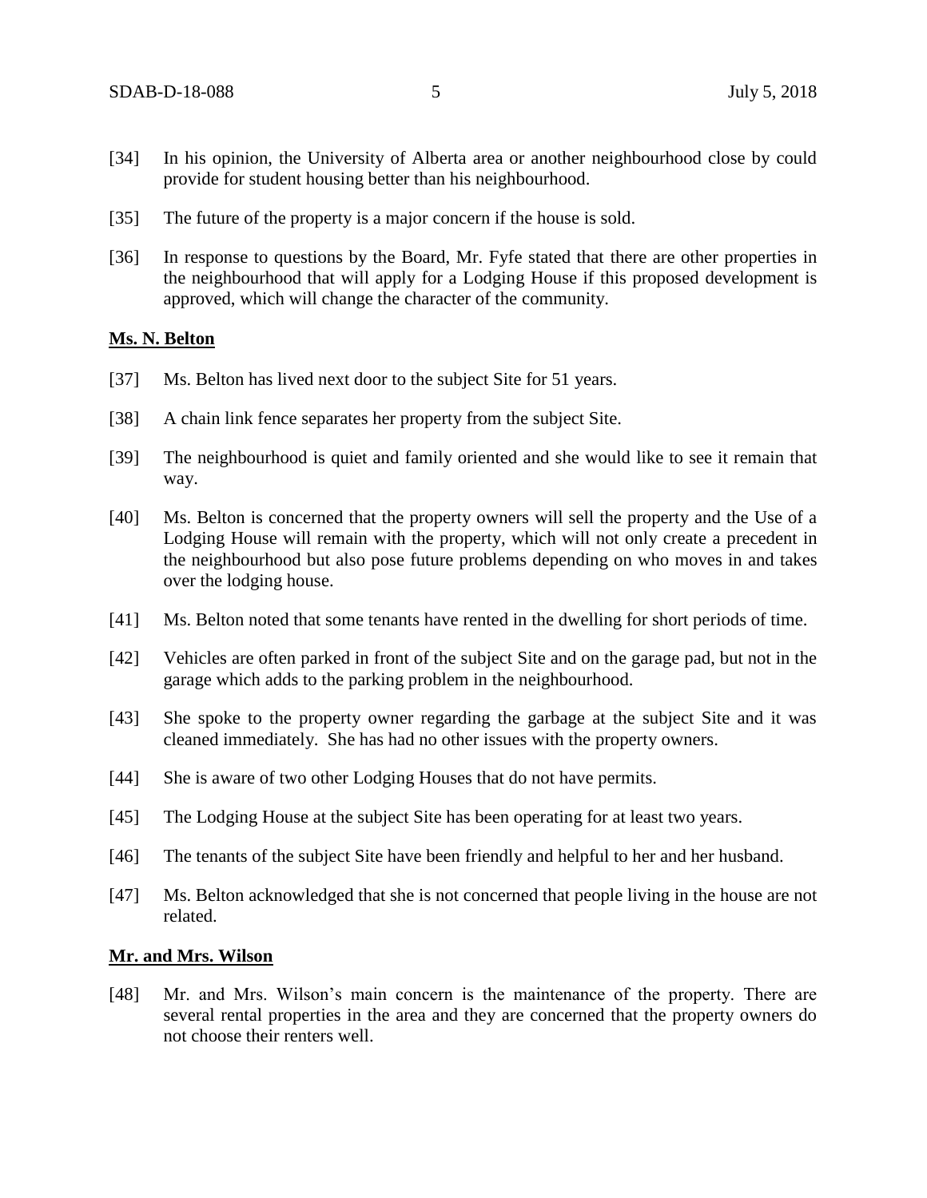[34] In his opinion, the University of Alberta area or another neighbourhood close by could provide for student housing better than his neighbourhood.

[35] The future of the property is a major concern if the house is sold.

[36] In response to questions by the Board, Mr. Fyfe stated that there are other properties in the neighbourhood that will apply for a Lodging House if this proposed development is approved, which will change the character of the community.

**Ms. N. Belton**

[37] Ms. Belton has lived next door to the subject Site for 51 years.

[38] A chain link fence separates her property from the subject Site.

[39] The neighbourhood is quiet and family oriented and she would like to see it remain that way.

[40] Ms. Belton is concerned that the property owners will sell the property and the Use of a Lodging House will remain with the property, which will not only create a precedent in the neighbourhood but also pose future problems depending on who moves in and takes over the lodging house.

[41] Ms. Belton noted that some tenants have rented in the dwelling for short periods of time.

[42] Vehicles are often parked in front of the subject Site and on the garage pad, but not in the garage which adds to the parking problem in the neighbourhood.

[43] She spoke to the property owner regarding the garbage at the subject Site and it was cleaned immediately. She has had no other issues with the property owners.

[44] She is aware of two other Lodging Houses that do not have permits.

[45] The Lodging House at the subject Site has been operating for at least two years.

[46] The tenants of the subject Site have been friendly and helpful to her and her husband.

[47] Ms. Belton acknowledged that she is not concerned that people living in the house are not related.

**Mr. and Mrs. Wilson**

[48] Mr. and Mrs. Wilson's main concern is the maintenance of the property. There are several rental properties in the area and they are concerned that the property owners do not choose their renters well.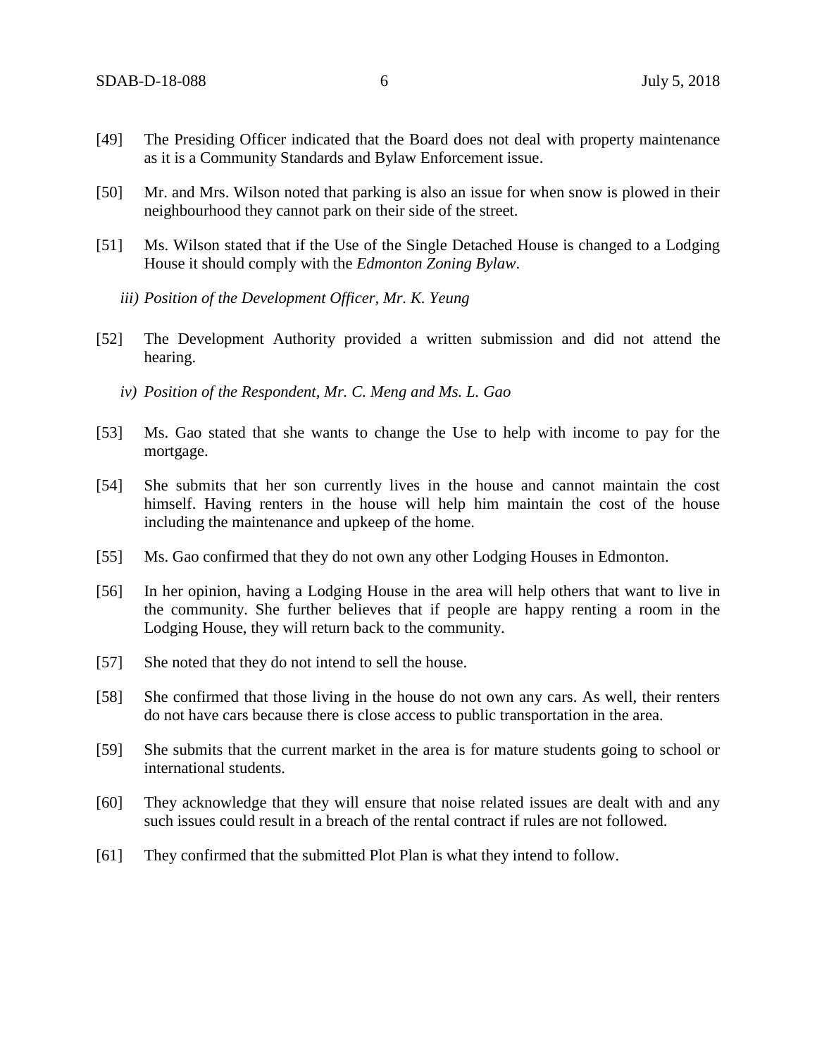[49] The Presiding Officer indicated that the Board does not deal with property maintenance as it is a Community Standards and Bylaw Enforcement issue.

[50] Mr. and Mrs. Wilson noted that parking is also an issue for when snow is plowed in their neighbourhood they cannot park on their side of the street.

[51] Ms. Wilson stated that if the Use of the Single Detached House is changed to a Lodging House it should comply with the *Edmonton Zoning Bylaw*.

*iii) Position of the Development Officer, Mr. K. Yeung*

[52] The Development Authority provided a written submission and did not attend the hearing.

*iv) Position of the Respondent, Mr. C. Meng and Ms. L. Gao*

[53] Ms. Gao stated that she wants to change the Use to help with income to pay for the mortgage.

[54] She submits that her son currently lives in the house and cannot maintain the cost himself. Having renters in the house will help him maintain the cost of the house including the maintenance and upkeep of the home.

[55] Ms. Gao confirmed that they do not own any other Lodging Houses in Edmonton.

[56] In her opinion, having a Lodging House in the area will help others that want to live in the community. She further believes that if people are happy renting a room in the Lodging House, they will return back to the community.

[57] She noted that they do not intend to sell the house.

[58] She confirmed that those living in the house do not own any cars. As well, their renters do not have cars because there is close access to public transportation in the area.

[59] She submits that the current market in the area is for mature students going to school or international students.

[60] They acknowledge that they will ensure that noise related issues are dealt with and any such issues could result in a breach of the rental contract if rules are not followed.

[61] They confirmed that the submitted Plot Plan is what they intend to follow.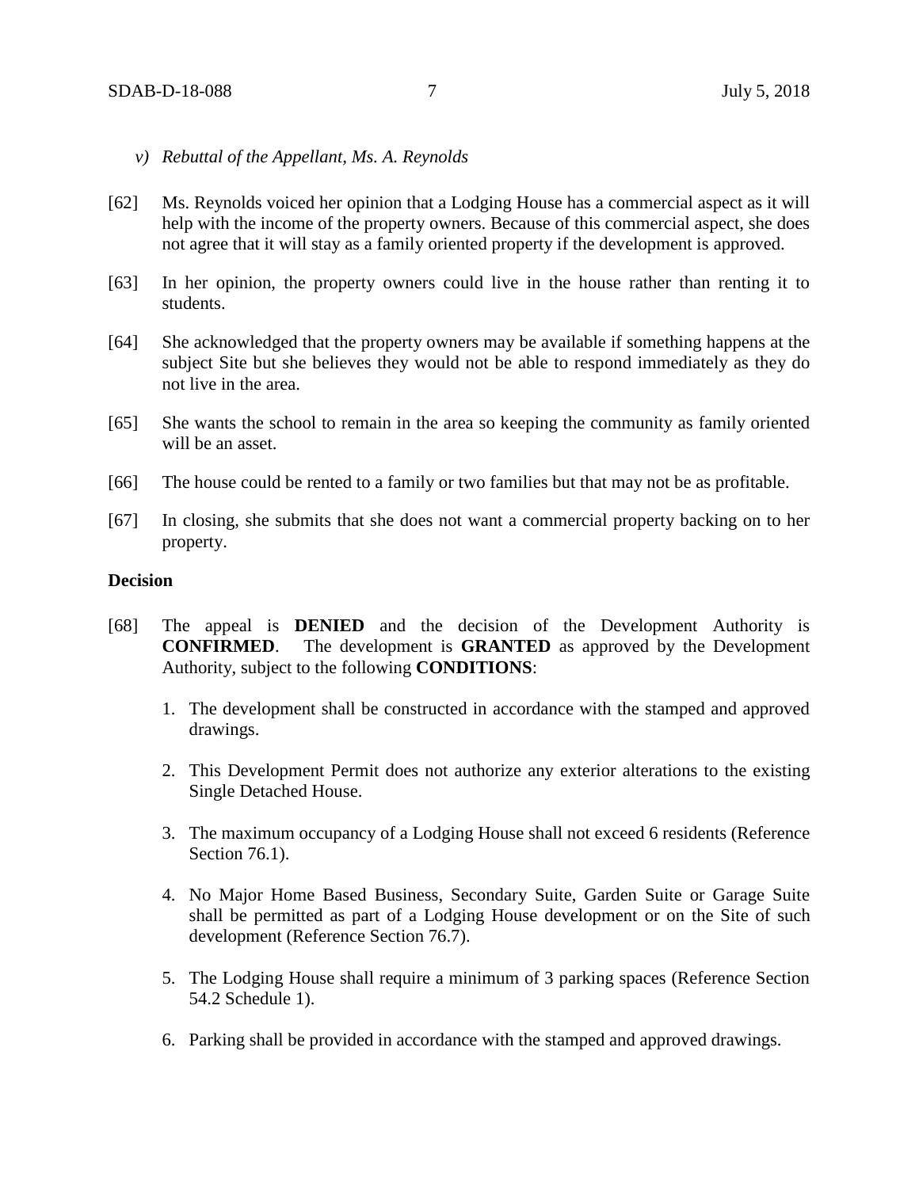*v) Rebuttal of the Appellant, Ms. A. Reynolds*

[62] Ms. Reynolds voiced her opinion that a Lodging House has a commercial aspect as it will help with the income of the property owners. Because of this commercial aspect, she does not agree that it will stay as a family oriented property if the development is approved.

[63] In her opinion, the property owners could live in the house rather than renting it to students.

[64] She acknowledged that the property owners may be available if something happens at the subject Site but she believes they would not be able to respond immediately as they do not live in the area.

[65] She wants the school to remain in the area so keeping the community as family oriented will be an asset.

[66] The house could be rented to a family or two families but that may not be as profitable.

[67] In closing, she submits that she does not want a commercial property backing on to her property.

**Decision**

[68] The appeal is **DENIED** and the decision of the Development Authority is **CONFIRMED**. The development is **GRANTED** as approved by the Development Authority, subject to the following **CONDITIONS**:

1. The development shall be constructed in accordance with the stamped and approved drawings.

2. This Development Permit does not authorize any exterior alterations to the existing Single Detached House.

3. The maximum occupancy of a Lodging House shall not exceed 6 residents (Reference Section 76.1).

4. No Major Home Based Business, Secondary Suite, Garden Suite or Garage Suite shall be permitted as part of a Lodging House development or on the Site of such development (Reference Section 76.7).

5. The Lodging House shall require a minimum of 3 parking spaces (Reference Section 54.2 Schedule 1).

6. Parking shall be provided in accordance with the stamped and approved drawings.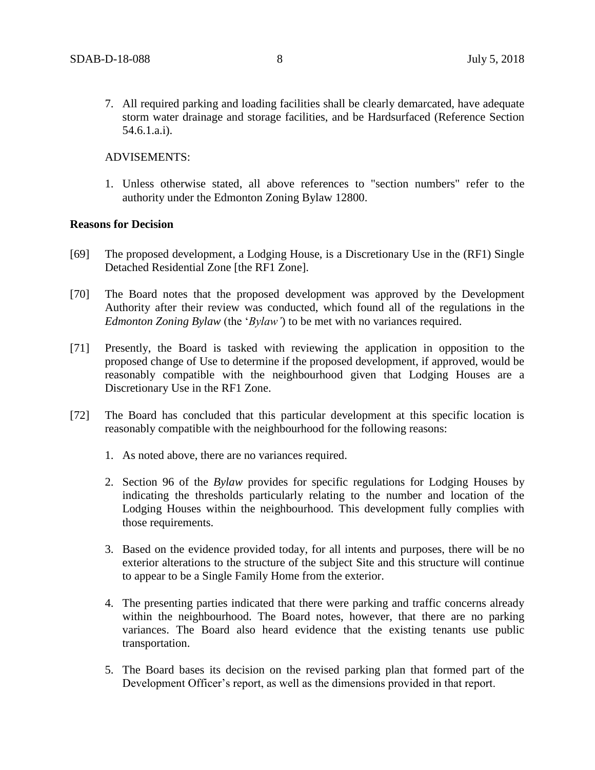7. All required parking and loading facilities shall be clearly demarcated, have adequate storm water drainage and storage facilities, and be Hardsurfaced (Reference Section 54.6.1.a.i).

ADVISEMENTS:

1. Unless otherwise stated, all above references to "section numbers" refer to the authority under the Edmonton Zoning Bylaw 12800.

**Reasons for Decision**

[69] The proposed development, a Lodging House, is a Discretionary Use in the (RF1) Single Detached Residential Zone [the RF1 Zone].

[70] The Board notes that the proposed development was approved by the Development Authority after their review was conducted, which found all of the regulations in the *Edmonton Zoning Bylaw* (the '*Bylaw'*) to be met with no variances required.

[71] Presently, the Board is tasked with reviewing the application in opposition to the proposed change of Use to determine if the proposed development, if approved, would be reasonably compatible with the neighbourhood given that Lodging Houses are a Discretionary Use in the RF1 Zone.

[72] The Board has concluded that this particular development at this specific location is reasonably compatible with the neighbourhood for the following reasons:

1. As noted above, there are no variances required.

2. Section 96 of the *Bylaw* provides for specific regulations for Lodging Houses by indicating the thresholds particularly relating to the number and location of the Lodging Houses within the neighbourhood. This development fully complies with those requirements.

3. Based on the evidence provided today, for all intents and purposes, there will be no exterior alterations to the structure of the subject Site and this structure will continue to appear to be a Single Family Home from the exterior.

4. The presenting parties indicated that there were parking and traffic concerns already within the neighbourhood. The Board notes, however, that there are no parking variances. The Board also heard evidence that the existing tenants use public transportation.

5. The Board bases its decision on the revised parking plan that formed part of the Development Officer's report, as well as the dimensions provided in that report.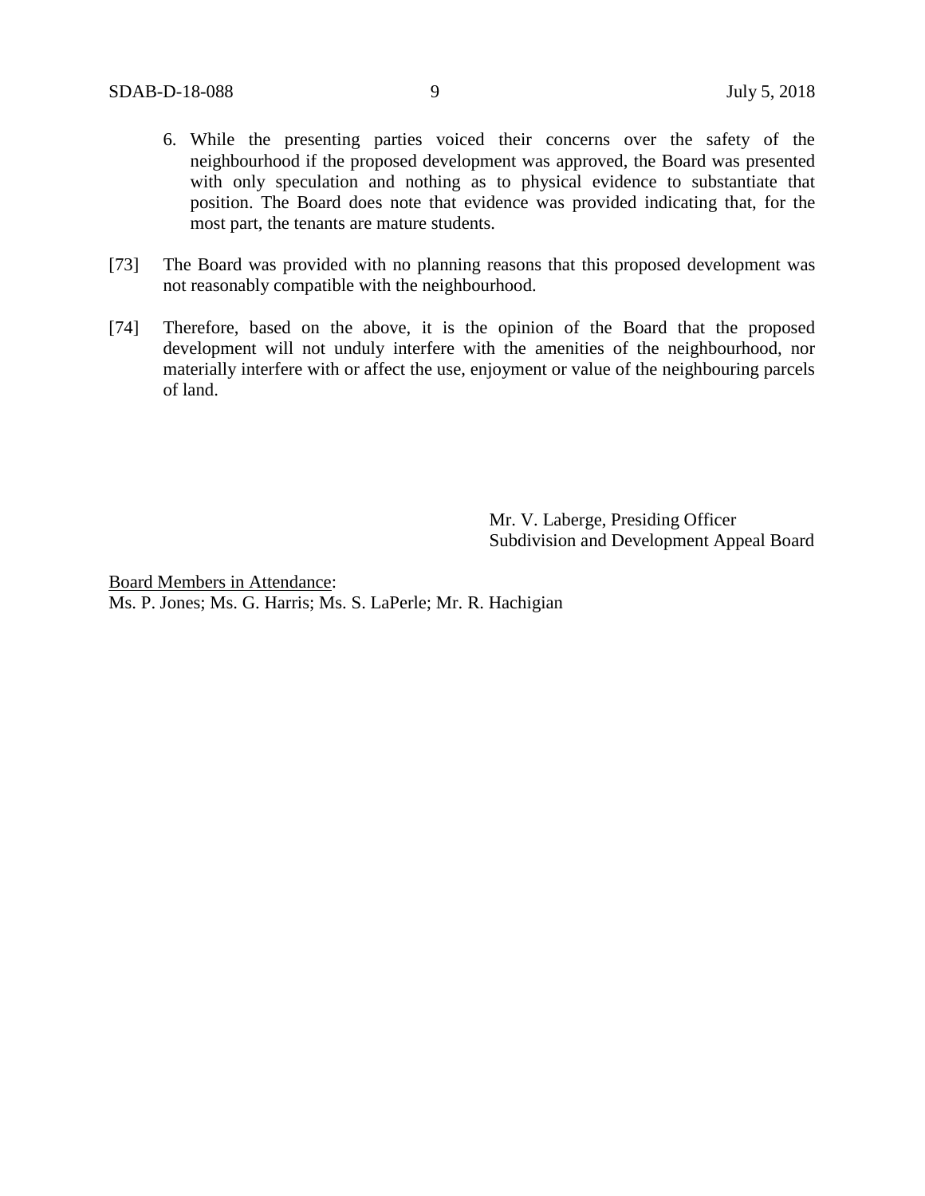6. While the presenting parties voiced their concerns over the safety of the neighbourhood if the proposed development was approved, the Board was presented with only speculation and nothing as to physical evidence to substantiate that position. The Board does note that evidence was provided indicating that, for the most part, the tenants are mature students.

[73] The Board was provided with no planning reasons that this proposed development was not reasonably compatible with the neighbourhood.

[74] Therefore, based on the above, it is the opinion of the Board that the proposed development will not unduly interfere with the amenities of the neighbourhood, nor materially interfere with or affect the use, enjoyment or value of the neighbouring parcels of land.

Mr. V. Laberge, Presiding Officer
Subdivision and Development Appeal Board

<u>Board Members in Attendance</u>:
Ms. P. Jones; Ms. G. Harris; Ms. S. LaPerle; Mr. R. Hachigian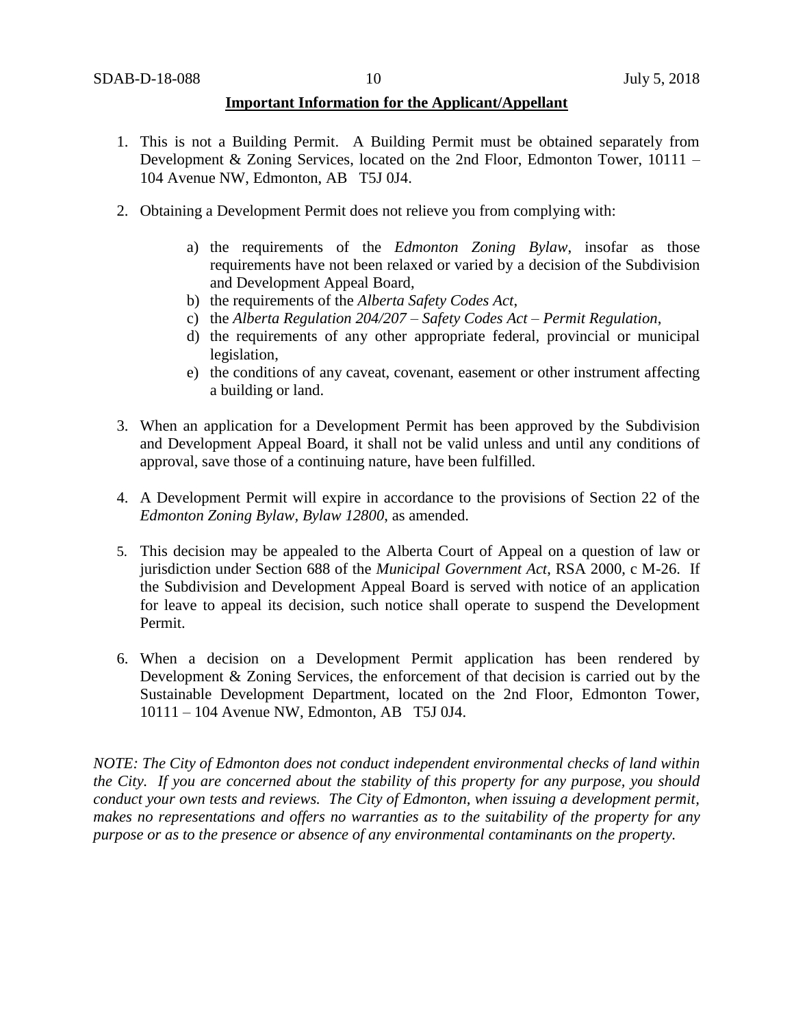**Important Information for the Applicant/Appellant**

1. This is not a Building Permit. A Building Permit must be obtained separately from Development & Zoning Services, located on the 2nd Floor, Edmonton Tower, 10111 – 104 Avenue NW, Edmonton, AB T5J 0J4.

2. Obtaining a Development Permit does not relieve you from complying with:

   a) the requirements of the *Edmonton Zoning Bylaw*, insofar as those requirements have not been relaxed or varied by a decision of the Subdivision and Development Appeal Board,
   b) the requirements of the *Alberta Safety Codes Act*,
   c) the *Alberta Regulation 204/207 – Safety Codes Act – Permit Regulation*,
   d) the requirements of any other appropriate federal, provincial or municipal legislation,
   e) the conditions of any caveat, covenant, easement or other instrument affecting a building or land.

3. When an application for a Development Permit has been approved by the Subdivision and Development Appeal Board, it shall not be valid unless and until any conditions of approval, save those of a continuing nature, have been fulfilled.

4. A Development Permit will expire in accordance to the provisions of Section 22 of the *Edmonton Zoning Bylaw, Bylaw 12800*, as amended.

5. This decision may be appealed to the Alberta Court of Appeal on a question of law or jurisdiction under Section 688 of the *Municipal Government Act*, RSA 2000, c M-26. If the Subdivision and Development Appeal Board is served with notice of an application for leave to appeal its decision, such notice shall operate to suspend the Development Permit.

6. When a decision on a Development Permit application has been rendered by Development & Zoning Services, the enforcement of that decision is carried out by the Sustainable Development Department, located on the 2nd Floor, Edmonton Tower, 10111 – 104 Avenue NW, Edmonton, AB T5J 0J4.

*NOTE: The City of Edmonton does not conduct independent environmental checks of land within the City. If you are concerned about the stability of this property for any purpose, you should conduct your own tests and reviews. The City of Edmonton, when issuing a development permit, makes no representations and offers no warranties as to the suitability of the property for any purpose or as to the presence or absence of any environmental contaminants on the property.*